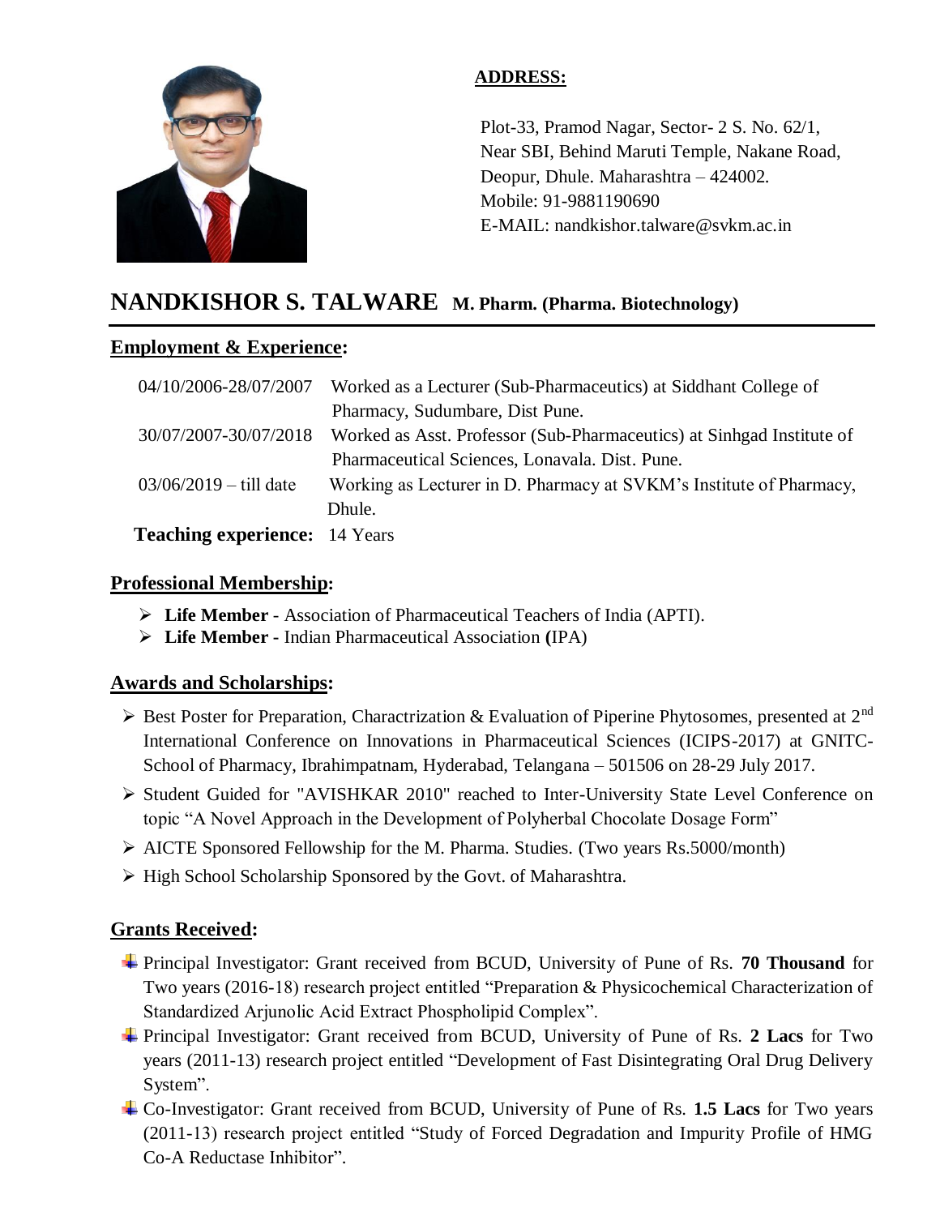**ADDRESS:**

Plot-33, Pramod Nagar, Sector- 2 S. No. 62/1,
Near SBI, Behind Maruti Temple, Nakane Road,
Deopur, Dhule. Maharashtra – 424002.
Mobile: 91-9881190690
E-MAIL: nandkishor.talware@svkm.ac.in

# NANDKISHOR S. TALWARE M. Pharm. (Pharma. Biotechnology)

## Employment & Experience:

| | |
|---|---|
| 04/10/2006-28/07/2007 | Worked as a Lecturer (Sub-Pharmaceutics) at Siddhant College of Pharmacy, Sudumbare, Dist Pune. |
| 30/07/2007-30/07/2018 | Worked as Asst. Professor (Sub-Pharmaceutics) at Sinhgad Institute of Pharmaceutical Sciences, Lonavala. Dist. Pune. |
| 03/06/2019 – till date | Working as Lecturer in D. Pharmacy at SVKM's Institute of Pharmacy, Dhule. |

**Teaching experience:** 14 Years

## Professional Membership:

- **Life Member** - Association of Pharmaceutical Teachers of India (APTI).
- **Life Member -** Indian Pharmaceutical Association **(**IPA)

## Awards and Scholarships:

- Best Poster for Preparation, Charactrization & Evaluation of Piperine Phytosomes, presented at 2nd International Conference on Innovations in Pharmaceutical Sciences (ICIPS-2017) at GNITC-School of Pharmacy, Ibrahimpatnam, Hyderabad, Telangana – 501506 on 28-29 July 2017.
- Student Guided for "AVISHKAR 2010" reached to Inter-University State Level Conference on topic "A Novel Approach in the Development of Polyherbal Chocolate Dosage Form"
- AICTE Sponsored Fellowship for the M. Pharma. Studies. (Two years Rs.5000/month)
- High School Scholarship Sponsored by the Govt. of Maharashtra.

## Grants Received:

- Principal Investigator: Grant received from BCUD, University of Pune of Rs. **70 Thousand** for Two years (2016-18) research project entitled "Preparation & Physicochemical Characterization of Standardized Arjunolic Acid Extract Phospholipid Complex".
- Principal Investigator: Grant received from BCUD, University of Pune of Rs. **2 Lacs** for Two years (2011-13) research project entitled "Development of Fast Disintegrating Oral Drug Delivery System".
- Co-Investigator: Grant received from BCUD, University of Pune of Rs. **1.5 Lacs** for Two years (2011-13) research project entitled "Study of Forced Degradation and Impurity Profile of HMG Co-A Reductase Inhibitor".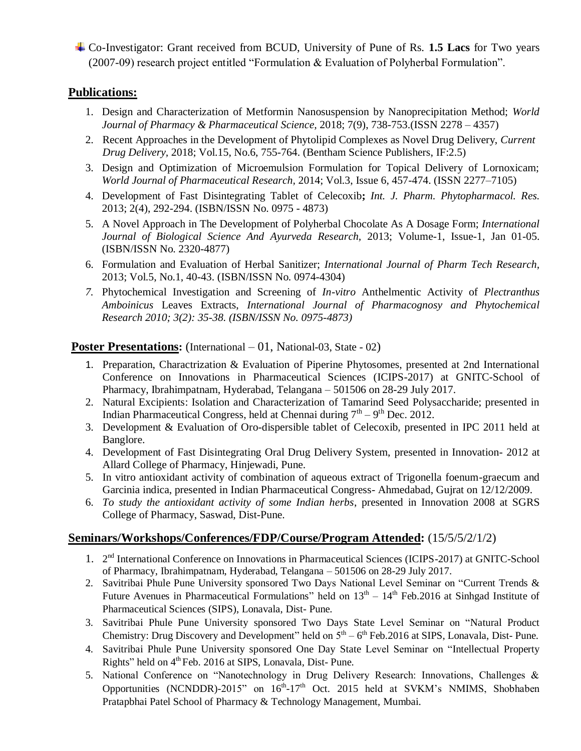- Co-Investigator: Grant received from BCUD, University of Pune of Rs. **1.5 Lacs** for Two years (2007-09) research project entitled "Formulation & Evaluation of Polyherbal Formulation".

## Publications:

1. Design and Characterization of Metformin Nanosuspension by Nanoprecipitation Method; *World Journal of Pharmacy & Pharmaceutical Science,* 2018; 7(9), 738-753.(ISSN 2278 – 4357)
2. Recent Approaches in the Development of Phytolipid Complexes as Novel Drug Delivery, *Current Drug Delivery,* 2018; Vol.15, No.6, 755-764. (Bentham Science Publishers, IF:2.5)
3. Design and Optimization of Microemulsion Formulation for Topical Delivery of Lornoxicam; *World Journal of Pharmaceutical Research,* 2014; Vol.3, Issue 6, 457-474. (ISSN 2277–7105)
4. Development of Fast Disintegrating Tablet of Celecoxib**;** *Int. J. Pharm. Phytopharmacol. Res.* 2013; 2(4), 292-294. (ISBN/ISSN No. 0975 - 4873)
5. A Novel Approach in The Development of Polyherbal Chocolate As A Dosage Form; *International Journal of Biological Science And Ayurveda Research,* 2013; Volume-1, Issue-1, Jan 01-05. (ISBN/ISSN No. 2320-4877)
6. Formulation and Evaluation of Herbal Sanitizer; *International Journal of Pharm Tech Research,* 2013; Vol.5, No.1, 40-43. (ISBN/ISSN No. 0974-4304)
7. Phytochemical Investigation and Screening of *In-vitro* Anthelmentic Activity of *Plectranthus Amboinicus* Leaves Extracts, *International Journal of Pharmacognosy and Phytochemical Research 2010; 3(2): 35-38. (ISBN/ISSN No. 0975-4873)*

## Poster Presentations: (International – 01, National-03, State - 02)

1. Preparation, Charactrization & Evaluation of Piperine Phytosomes, presented at 2nd International Conference on Innovations in Pharmaceutical Sciences (ICIPS-2017) at GNITC-School of Pharmacy, Ibrahimpatnam, Hyderabad, Telangana – 501506 on 28-29 July 2017.
2. Natural Excipients: Isolation and Characterization of Tamarind Seed Polysaccharide; presented in Indian Pharmaceutical Congress, held at Chennai during $7^{th}$ – $9^{th}$ Dec. 2012.
3. Development & Evaluation of Oro-dispersible tablet of Celecoxib, presented in IPC 2011 held at Banglore.
4. Development of Fast Disintegrating Oral Drug Delivery System, presented in Innovation- 2012 at Allard College of Pharmacy, Hinjewadi, Pune.
5. In vitro antioxidant activity of combination of aqueous extract of Trigonella foenum-graecum and Garcinia indica, presented in Indian Pharmaceutical Congress- Ahmedabad, Gujrat on 12/12/2009.
6. *To study the antioxidant activity of some Indian herbs*, presented in Innovation 2008 at SGRS College of Pharmacy, Saswad, Dist-Pune.

## Seminars/Workshops/Conferences/FDP/Course/Program Attended: (15/5/5/2/1/2)

1. $2^{nd}$ International Conference on Innovations in Pharmaceutical Sciences (ICIPS-2017) at GNITC-School of Pharmacy, Ibrahimpatnam, Hyderabad, Telangana – 501506 on 28-29 July 2017.
2. Savitribai Phule Pune University sponsored Two Days National Level Seminar on "Current Trends & Future Avenues in Pharmaceutical Formulations" held on $13^{th}$ – $14^{th}$ Feb.2016 at Sinhgad Institute of Pharmaceutical Sciences (SIPS), Lonavala, Dist- Pune.
3. Savitribai Phule Pune University sponsored Two Days State Level Seminar on "Natural Product Chemistry: Drug Discovery and Development" held on $5^{th}$ – $6^{th}$ Feb.2016 at SIPS, Lonavala, Dist- Pune.
4. Savitribai Phule Pune University sponsored One Day State Level Seminar on "Intellectual Property Rights" held on $4^{th}$ Feb. 2016 at SIPS, Lonavala, Dist- Pune.
5. National Conference on "Nanotechnology in Drug Delivery Research: Innovations, Challenges & Opportunities (NCNDDR)-2015" on $16^{th}$-$17^{th}$ Oct. 2015 held at SVKM's NMIMS, Shobhaben Pratapbhai Patel School of Pharmacy & Technology Management, Mumbai.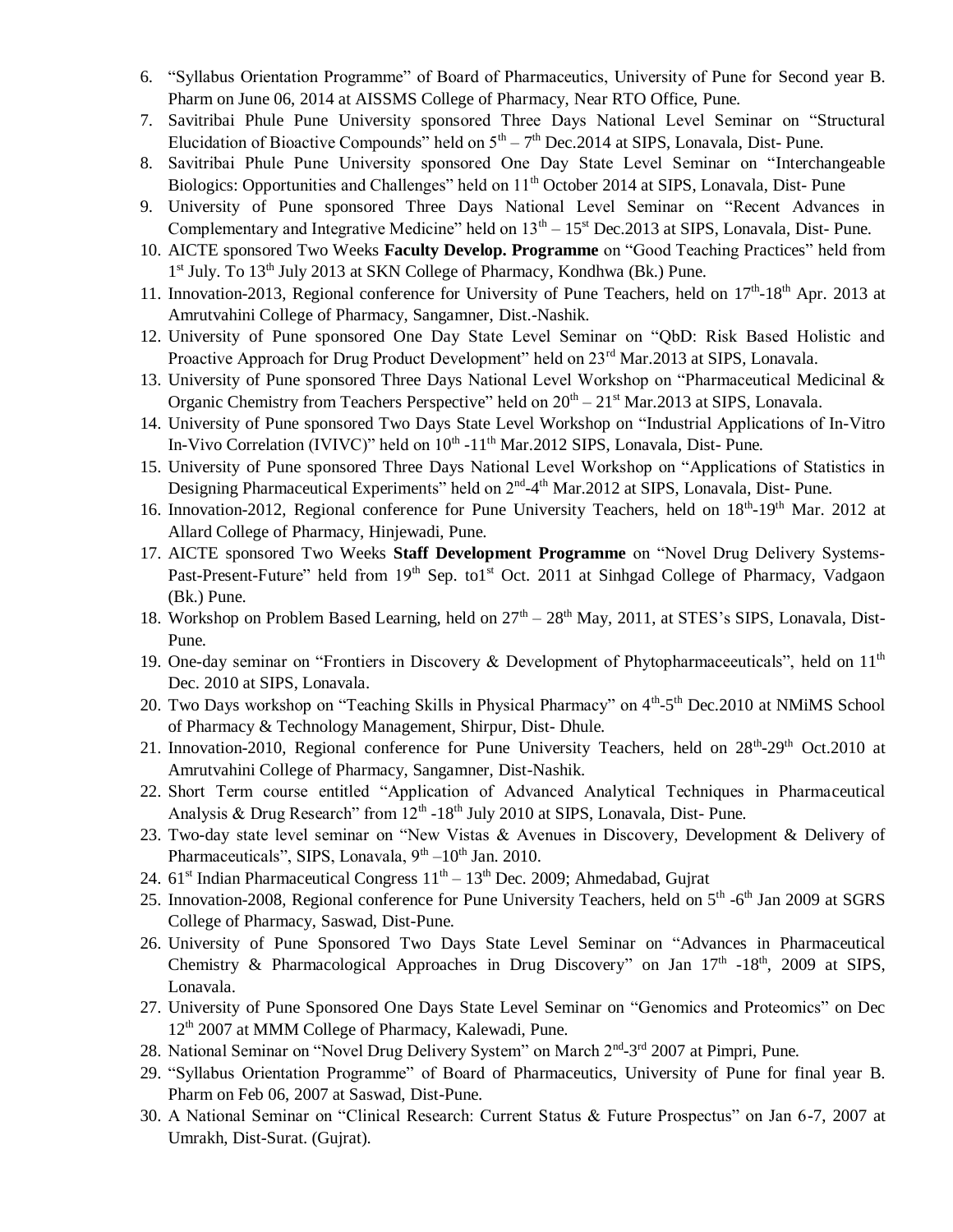6. "Syllabus Orientation Programme" of Board of Pharmaceutics, University of Pune for Second year B. Pharm on June 06, 2014 at AISSMS College of Pharmacy, Near RTO Office, Pune.
7. Savitribai Phule Pune University sponsored Three Days National Level Seminar on "Structural Elucidation of Bioactive Compounds" held on 5th – 7th Dec.2014 at SIPS, Lonavala, Dist- Pune.
8. Savitribai Phule Pune University sponsored One Day State Level Seminar on "Interchangeable Biologics: Opportunities and Challenges" held on 11th October 2014 at SIPS, Lonavala, Dist- Pune
9. University of Pune sponsored Three Days National Level Seminar on "Recent Advances in Complementary and Integrative Medicine" held on 13th – 15st Dec.2013 at SIPS, Lonavala, Dist- Pune.
10. AICTE sponsored Two Weeks **Faculty Develop. Programme** on "Good Teaching Practices" held from 1st July. To 13th July 2013 at SKN College of Pharmacy, Kondhwa (Bk.) Pune.
11. Innovation-2013, Regional conference for University of Pune Teachers, held on 17th-18th Apr. 2013 at Amrutvahini College of Pharmacy, Sangamner, Dist.-Nashik.
12. University of Pune sponsored One Day State Level Seminar on "QbD: Risk Based Holistic and Proactive Approach for Drug Product Development" held on 23rd Mar.2013 at SIPS, Lonavala.
13. University of Pune sponsored Three Days National Level Workshop on "Pharmaceutical Medicinal & Organic Chemistry from Teachers Perspective" held on 20th – 21st Mar.2013 at SIPS, Lonavala.
14. University of Pune sponsored Two Days State Level Workshop on "Industrial Applications of In-Vitro In-Vivo Correlation (IVIVC)" held on 10th -11th Mar.2012 SIPS, Lonavala, Dist- Pune.
15. University of Pune sponsored Three Days National Level Workshop on "Applications of Statistics in Designing Pharmaceutical Experiments" held on 2nd-4th Mar.2012 at SIPS, Lonavala, Dist- Pune.
16. Innovation-2012, Regional conference for Pune University Teachers, held on 18th-19th Mar. 2012 at Allard College of Pharmacy, Hinjewadi, Pune.
17. AICTE sponsored Two Weeks **Staff Development Programme** on "Novel Drug Delivery Systems- Past-Present-Future" held from 19th Sep. to1st Oct. 2011 at Sinhgad College of Pharmacy, Vadgaon (Bk.) Pune.
18. Workshop on Problem Based Learning, held on 27th – 28th May, 2011, at STES's SIPS, Lonavala, Dist- Pune.
19. One-day seminar on "Frontiers in Discovery & Development of Phytopharmaceeuticals", held on 11th Dec. 2010 at SIPS, Lonavala.
20. Two Days workshop on "Teaching Skills in Physical Pharmacy" on 4th-5th Dec.2010 at NMiMS School of Pharmacy & Technology Management, Shirpur, Dist- Dhule.
21. Innovation-2010, Regional conference for Pune University Teachers, held on 28th-29th Oct.2010 at Amrutvahini College of Pharmacy, Sangamner, Dist-Nashik.
22. Short Term course entitled "Application of Advanced Analytical Techniques in Pharmaceutical Analysis & Drug Research" from 12th -18th July 2010 at SIPS, Lonavala, Dist- Pune.
23. Two-day state level seminar on "New Vistas & Avenues in Discovery, Development & Delivery of Pharmaceuticals", SIPS, Lonavala, 9th –10th Jan. 2010.
24. 61st Indian Pharmaceutical Congress 11th – 13th Dec. 2009; Ahmedabad, Gujrat
25. Innovation-2008, Regional conference for Pune University Teachers, held on 5th -6th Jan 2009 at SGRS College of Pharmacy, Saswad, Dist-Pune.
26. University of Pune Sponsored Two Days State Level Seminar on "Advances in Pharmaceutical Chemistry & Pharmacological Approaches in Drug Discovery" on Jan 17th -18th, 2009 at SIPS, Lonavala.
27. University of Pune Sponsored One Days State Level Seminar on "Genomics and Proteomics" on Dec 12th 2007 at MMM College of Pharmacy, Kalewadi, Pune.
28. National Seminar on "Novel Drug Delivery System" on March 2nd-3rd 2007 at Pimpri, Pune.
29. "Syllabus Orientation Programme" of Board of Pharmaceutics, University of Pune for final year B. Pharm on Feb 06, 2007 at Saswad, Dist-Pune.
30. A National Seminar on "Clinical Research: Current Status & Future Prospectus" on Jan 6-7, 2007 at Umrakh, Dist-Surat. (Gujrat).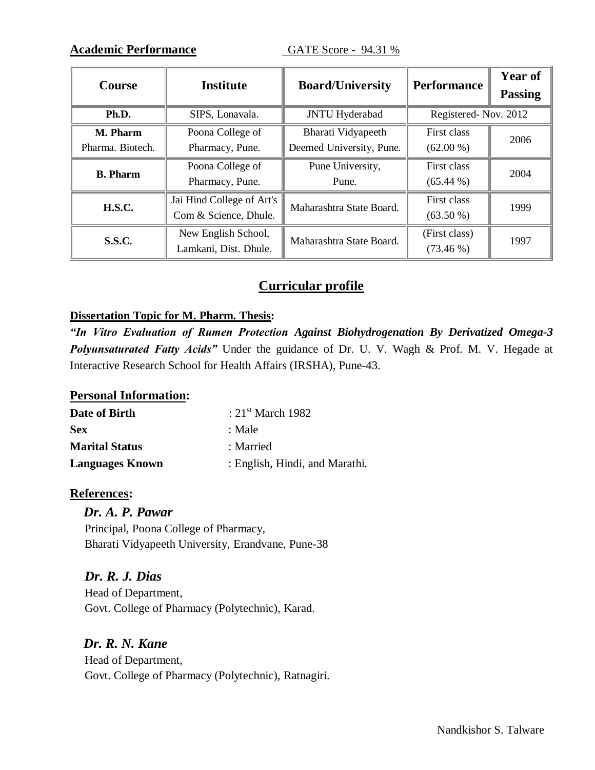**Academic Performance** GATE Score - 94.31 %

| Course | Institute | Board/University | Performance | Year of Passing |
|---|---|---|---|---|
| **Ph.D.** | SIPS, Lonavala. | JNTU Hyderabad | Registered- Nov. 2012 | |
| **M. Pharm** Pharma. Biotech. | Poona College of Pharmacy, Pune. | Bharati Vidyapeeth Deemed University, Pune. | First class (62.00 %) | 2006 |
| **B. Pharm** | Poona College of Pharmacy, Pune. | Pune University, Pune. | First class (65.44 %) | 2004 |
| **H.S.C.** | Jai Hind College of Art's Com & Science, Dhule. | Maharashtra State Board. | First class (63.50 %) | 1999 |
| **S.S.C.** | New English School, Lamkani, Dist. Dhule. | Maharashtra State Board. | (First class) (73.46 %) | 1997 |

## Curricular profile

**Dissertation Topic for M. Pharm. Thesis:**

***"In Vitro Evaluation of Rumen Protection Against Biohydrogenation By Derivatized Omega-3 Polyunsaturated Fatty Acids"*** Under the guidance of Dr. U. V. Wagh & Prof. M. V. Hegade at Interactive Research School for Health Affairs (IRSHA), Pune-43.

**Personal Information:**

**Date of Birth** : 21st March 1982

**Sex** : Male

**Marital Status** : Married

**Languages Known** : English, Hindi, and Marathi.

**References:**

***Dr. A. P. Pawar***
Principal, Poona College of Pharmacy,
Bharati Vidyapeeth University, Erandvane, Pune-38

***Dr. R. J. Dias***
Head of Department,
Govt. College of Pharmacy (Polytechnic), Karad.

***Dr. R. N. Kane***
Head of Department,
Govt. College of Pharmacy (Polytechnic), Ratnagiri.

Nandkishor S. Talware